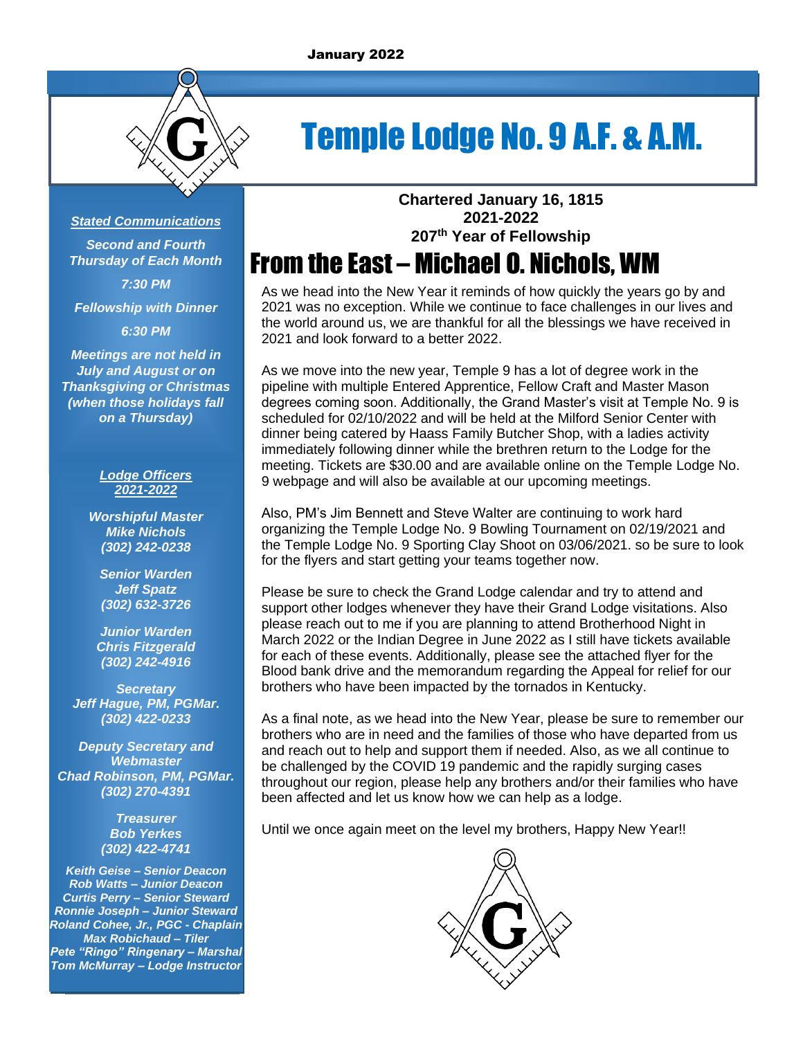January 2022

# Temple Lodge No. 9 A.F. & A.M.

**Chartered January 16, 1815**
**2021-2022**
**207th Year of Fellowship**

***Stated Communications***

***Second and Fourth Thursday of Each Month***

***7:30 PM***

***Fellowship with Dinner***

***6:30 PM***

***Meetings are not held in July and August or on Thanksgiving or Christmas (when those holidays fall on a Thursday)***

***Lodge Officers 2021-2022***

***Worshipful Master***
***Mike Nichols***
***(302) 242-0238***

***Senior Warden***
***Jeff Spatz***
***(302) 632-3726***

***Junior Warden***
***Chris Fitzgerald***
***(302) 242-4916***

***Secretary***
***Jeff Hague, PM, PGMar.***
***(302) 422-0233***

***Deputy Secretary and Webmaster***
***Chad Robinson, PM, PGMar.***
***(302) 270-4391***

***Treasurer***
***Bob Yerkes***
***(302) 422-4741***

***Keith Geise – Senior Deacon***
***Rob Watts – Junior Deacon***
***Curtis Perry – Senior Steward***
***Ronnie Joseph – Junior Steward***
***Roland Cohee, Jr., PGC - Chaplain***
***Max Robichaud – Tiler***
***Pete "Ringo" Ringenary – Marshal***
***Tom McMurray – Lodge Instructor***

## From the East – Michael O. Nichols, WM

As we head into the New Year it reminds of how quickly the years go by and 2021 was no exception. While we continue to face challenges in our lives and the world around us, we are thankful for all the blessings we have received in 2021 and look forward to a better 2022.

As we move into the new year, Temple 9 has a lot of degree work in the pipeline with multiple Entered Apprentice, Fellow Craft and Master Mason degrees coming soon. Additionally, the Grand Master's visit at Temple No. 9 is scheduled for 02/10/2022 and will be held at the Milford Senior Center with dinner being catered by Haass Family Butcher Shop, with a ladies activity immediately following dinner while the brethren return to the Lodge for the meeting. Tickets are $30.00 and are available online on the Temple Lodge No. 9 webpage and will also be available at our upcoming meetings.

Also, PM's Jim Bennett and Steve Walter are continuing to work hard organizing the Temple Lodge No. 9 Bowling Tournament on 02/19/2021 and the Temple Lodge No. 9 Sporting Clay Shoot on 03/06/2021. so be sure to look for the flyers and start getting your teams together now.

Please be sure to check the Grand Lodge calendar and try to attend and support other lodges whenever they have their Grand Lodge visitations. Also please reach out to me if you are planning to attend Brotherhood Night in March 2022 or the Indian Degree in June 2022 as I still have tickets available for each of these events. Additionally, please see the attached flyer for the Blood bank drive and the memorandum regarding the Appeal for relief for our brothers who have been impacted by the tornados in Kentucky.

As a final note, as we head into the New Year, please be sure to remember our brothers who are in need and the families of those who have departed from us and reach out to help and support them if needed. Also, as we all continue to be challenged by the COVID 19 pandemic and the rapidly surging cases throughout our region, please help any brothers and/or their families who have been affected and let us know how we can help as a lodge.

Until we once again meet on the level my brothers, Happy New Year!!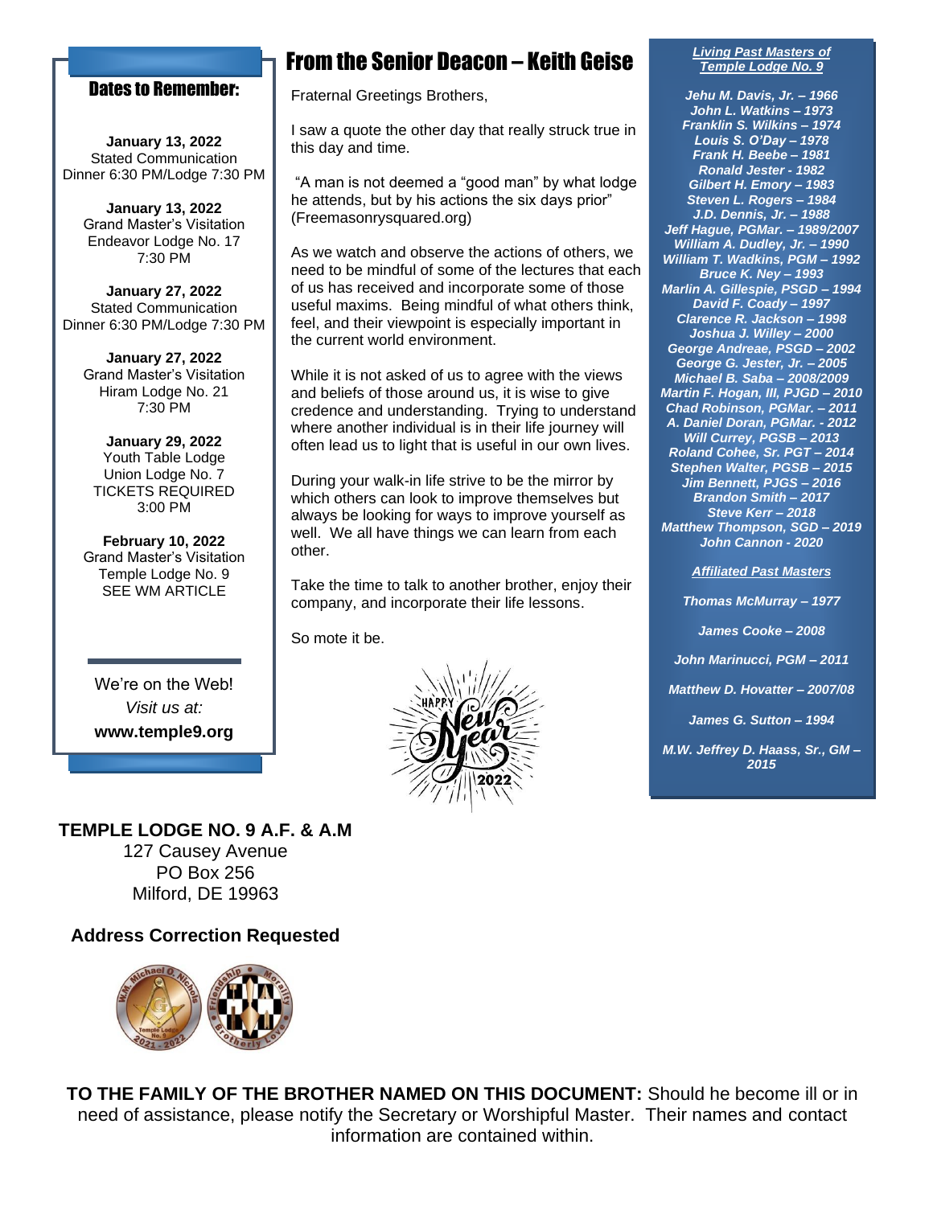## Dates to Remember:

**January 13, 2022**
Stated Communication
Dinner 6:30 PM/Lodge 7:30 PM

**January 13, 2022**
Grand Master's Visitation
Endeavor Lodge No. 17
7:30 PM

**January 27, 2022**
Stated Communication
Dinner 6:30 PM/Lodge 7:30 PM

**January 27, 2022**
Grand Master's Visitation
Hiram Lodge No. 21
7:30 PM

**January 29, 2022**
Youth Table Lodge
Union Lodge No. 7
TICKETS REQUIRED
3:00 PM

**February 10, 2022**
Grand Master's Visitation
Temple Lodge No. 9
SEE WM ARTICLE

We're on the Web!
*Visit us at:*
**www.temple9.org**

## From the Senior Deacon – Keith Geise

Fraternal Greetings Brothers,

I saw a quote the other day that really struck true in this day and time.

"A man is not deemed a "good man" by what lodge he attends, but by his actions the six days prior" (Freemasonrysquared.org)

As we watch and observe the actions of others, we need to be mindful of some of the lectures that each of us has received and incorporate some of those useful maxims. Being mindful of what others think, feel, and their viewpoint is especially important in the current world environment.

While it is not asked of us to agree with the views and beliefs of those around us, it is wise to give credence and understanding. Trying to understand where another individual is in their life journey will often lead us to light that is useful in our own lives.

During your walk-in life strive to be the mirror by which others can look to improve themselves but always be looking for ways to improve yourself as well. We all have things we can learn from each other.

Take the time to talk to another brother, enjoy their company, and incorporate their life lessons.

So mote it be.

HAPPY New Year 2022

***Living Past Masters of Temple Lodge No. 9***

*Jehu M. Davis, Jr. – 1966*
*John L. Watkins – 1973*
*Franklin S. Wilkins – 1974*
*Louis S. O'Day – 1978*
*Frank H. Beebe – 1981*
*Ronald Jester - 1982*
*Gilbert H. Emory – 1983*
*Steven L. Rogers – 1984*
*J.D. Dennis, Jr. – 1988*
*Jeff Hague, PGMar. – 1989/2007*
*William A. Dudley, Jr. – 1990*
*William T. Wadkins, PGM – 1992*
*Bruce K. Ney – 1993*
*Marlin A. Gillespie, PSGD – 1994*
*David F. Coady – 1997*
*Clarence R. Jackson – 1998*
*Joshua J. Willey – 2000*
*George Andreae, PSGD – 2002*
*George G. Jester, Jr. – 2005*
*Michael B. Saba – 2008/2009*
*Martin F. Hogan, III, PJGD – 2010*
*Chad Robinson, PGMar. – 2011*
*A. Daniel Doran, PGMar. - 2012*
*Will Currey, PGSB – 2013*
*Roland Cohee, Sr. PGT – 2014*
*Stephen Walter, PGSB – 2015*
*Jim Bennett, PJGS – 2016*
*Brandon Smith – 2017*
*Steve Kerr – 2018*
*Matthew Thompson, SGD – 2019*
*John Cannon - 2020*

***Affiliated Past Masters***

*Thomas McMurray – 1977*

*James Cooke – 2008*

*John Marinucci, PGM – 2011*

*Matthew D. Hovatter – 2007/08*

*James G. Sutton – 1994*

*M.W. Jeffrey D. Haass, Sr., GM – 2015*

**TEMPLE LODGE NO. 9 A.F. & A.M**
127 Causey Avenue
PO Box 256
Milford, DE 19963

**Address Correction Requested**

**TO THE FAMILY OF THE BROTHER NAMED ON THIS DOCUMENT:** Should he become ill or in need of assistance, please notify the Secretary or Worshipful Master. Their names and contact information are contained within.